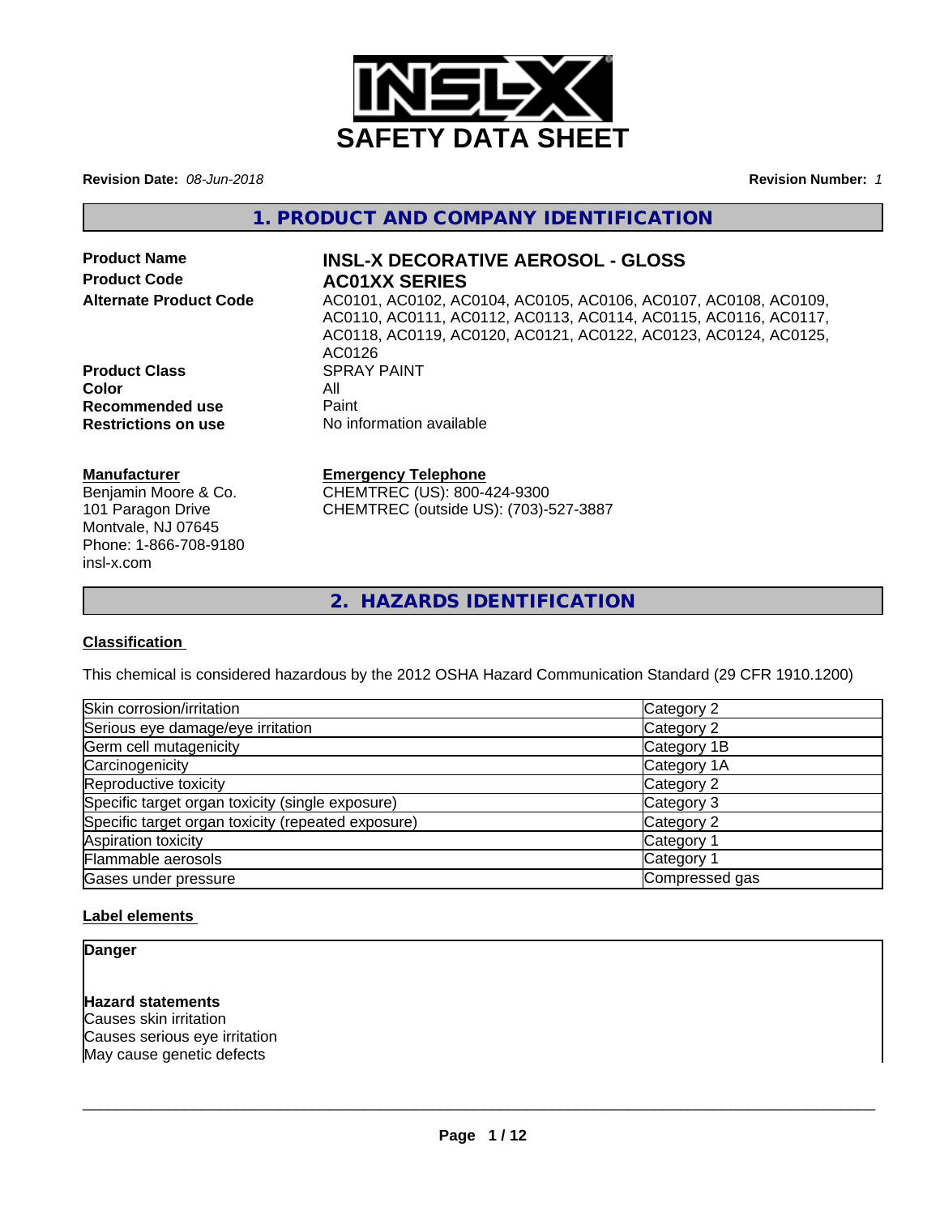# SAFETY DATA SHEET

**Revision Date:** *08-Jun-2018*

**Revision Number:** *1*

## 1. PRODUCT AND COMPANY IDENTIFICATION

**Product Name** — **INSL-X DECORATIVE AEROSOL - GLOSS**

**Product Code** — **AC01XX SERIES**

**Alternate Product Code** — AC0101, AC0102, AC0104, AC0105, AC0106, AC0107, AC0108, AC0109, AC0110, AC0111, AC0112, AC0113, AC0114, AC0115, AC0116, AC0117, AC0118, AC0119, AC0120, AC0121, AC0122, AC0123, AC0124, AC0125, AC0126

**Product Class** — SPRAY PAINT

**Color** — All

**Recommended use** — Paint

**Restrictions on use** — No information available

**Manufacturer**

Benjamin Moore & Co.
101 Paragon Drive
Montvale, NJ 07645
Phone: 1-866-708-9180
insl-x.com

**Emergency Telephone**

CHEMTREC (US): 800-424-9300
CHEMTREC (outside US): (703)-527-3887

## 2. HAZARDS IDENTIFICATION

### Classification

This chemical is considered hazardous by the 2012 OSHA Hazard Communication Standard (29 CFR 1910.1200)

| | |
|---|---|
| Skin corrosion/irritation | Category 2 |
| Serious eye damage/eye irritation | Category 2 |
| Germ cell mutagenicity | Category 1B |
| Carcinogenicity | Category 1A |
| Reproductive toxicity | Category 2 |
| Specific target organ toxicity (single exposure) | Category 3 |
| Specific target organ toxicity (repeated exposure) | Category 2 |
| Aspiration toxicity | Category 1 |
| Flammable aerosols | Category 1 |
| Gases under pressure | Compressed gas |

### Label elements

**Danger**

**Hazard statements**

Causes skin irritation
Causes serious eye irritation
May cause genetic defects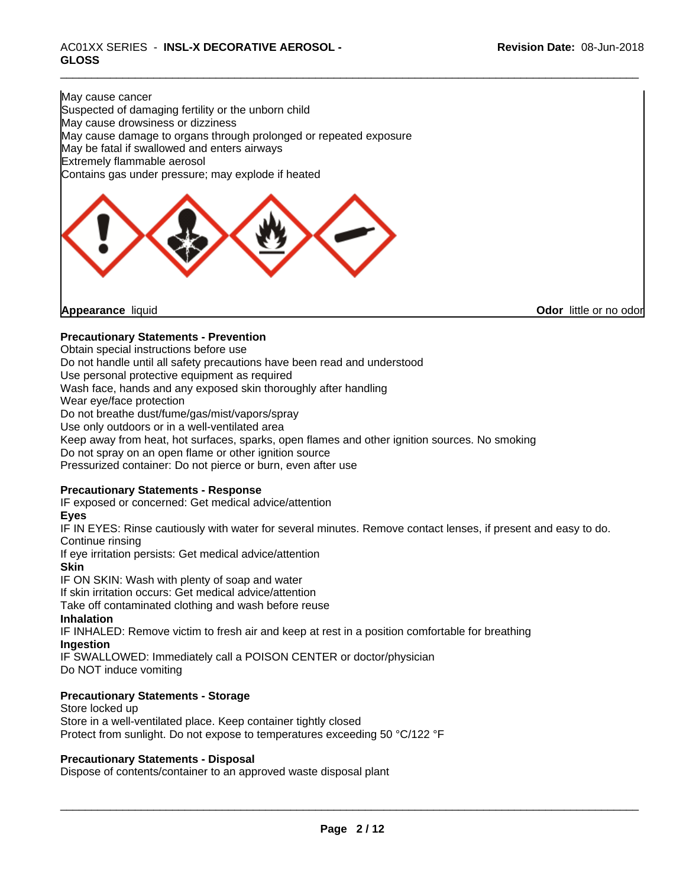May cause cancer
Suspected of damaging fertility or the unborn child
May cause drowsiness or dizziness
May cause damage to organs through prolonged or repeated exposure
May be fatal if swallowed and enters airways
Extremely flammable aerosol
Contains gas under pressure; may explode if heated

**Appearance** liquid **Odor** little or no odor

**Precautionary Statements - Prevention**

Obtain special instructions before use
Do not handle until all safety precautions have been read and understood
Use personal protective equipment as required
Wash face, hands and any exposed skin thoroughly after handling
Wear eye/face protection
Do not breathe dust/fume/gas/mist/vapors/spray
Use only outdoors or in a well-ventilated area
Keep away from heat, hot surfaces, sparks, open flames and other ignition sources. No smoking
Do not spray on an open flame or other ignition source
Pressurized container: Do not pierce or burn, even after use

**Precautionary Statements - Response**

IF exposed or concerned: Get medical advice/attention

**Eyes**

IF IN EYES: Rinse cautiously with water for several minutes. Remove contact lenses, if present and easy to do. Continue rinsing
If eye irritation persists: Get medical advice/attention

**Skin**

IF ON SKIN: Wash with plenty of soap and water
If skin irritation occurs: Get medical advice/attention
Take off contaminated clothing and wash before reuse

**Inhalation**

IF INHALED: Remove victim to fresh air and keep at rest in a position comfortable for breathing

**Ingestion**

IF SWALLOWED: Immediately call a POISON CENTER or doctor/physician
Do NOT induce vomiting

**Precautionary Statements - Storage**

Store locked up
Store in a well-ventilated place. Keep container tightly closed
Protect from sunlight. Do not expose to temperatures exceeding 50 °C/122 °F

**Precautionary Statements - Disposal**

Dispose of contents/container to an approved waste disposal plant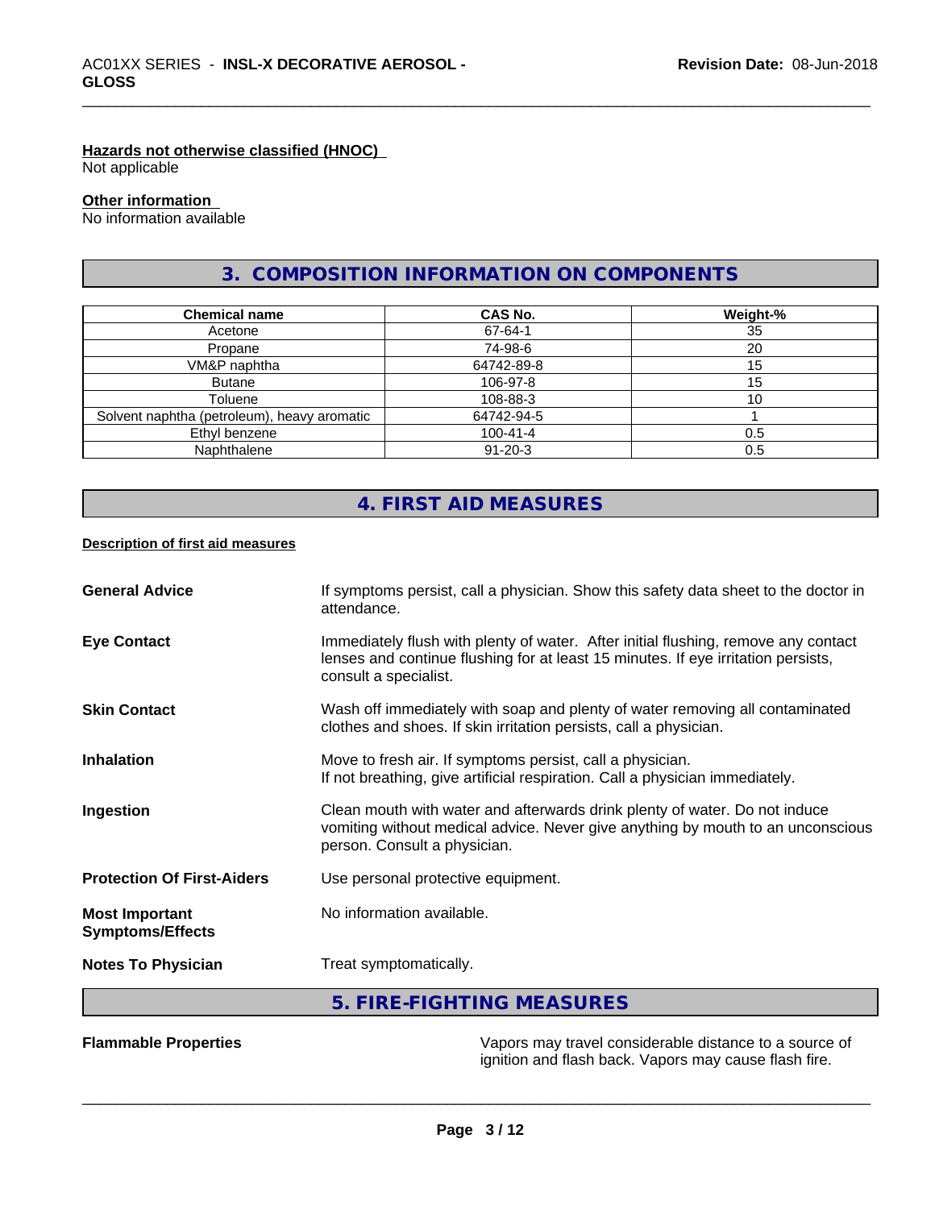**Hazards not otherwise classified (HNOC)**
Not applicable

**Other information**
No information available

## 3. COMPOSITION INFORMATION ON COMPONENTS

| Chemical name | CAS No. | Weight-% |
|---|---|---|
| Acetone | 67-64-1 | 35 |
| Propane | 74-98-6 | 20 |
| VM&P naphtha | 64742-89-8 | 15 |
| Butane | 106-97-8 | 15 |
| Toluene | 108-88-3 | 10 |
| Solvent naphtha (petroleum), heavy aromatic | 64742-94-5 | 1 |
| Ethyl benzene | 100-41-4 | 0.5 |
| Naphthalene | 91-20-3 | 0.5 |

## 4. FIRST AID MEASURES

**Description of first aid measures**

**General Advice** — If symptoms persist, call a physician. Show this safety data sheet to the doctor in attendance.

**Eye Contact** — Immediately flush with plenty of water. After initial flushing, remove any contact lenses and continue flushing for at least 15 minutes. If eye irritation persists, consult a specialist.

**Skin Contact** — Wash off immediately with soap and plenty of water removing all contaminated clothes and shoes. If skin irritation persists, call a physician.

**Inhalation** — Move to fresh air. If symptoms persist, call a physician.
If not breathing, give artificial respiration. Call a physician immediately.

**Ingestion** — Clean mouth with water and afterwards drink plenty of water. Do not induce vomiting without medical advice. Never give anything by mouth to an unconscious person. Consult a physician.

**Protection Of First-Aiders** — Use personal protective equipment.

**Most Important Symptoms/Effects** — No information available.

**Notes To Physician** — Treat symptomatically.

## 5. FIRE-FIGHTING MEASURES

**Flammable Properties** — Vapors may travel considerable distance to a source of ignition and flash back. Vapors may cause flash fire.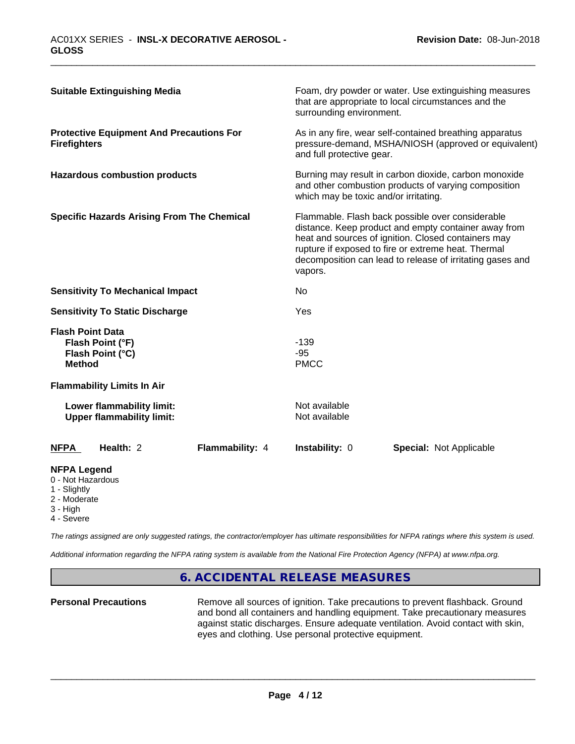| | |
|---|---|
| **Suitable Extinguishing Media** | Foam, dry powder or water. Use extinguishing measures that are appropriate to local circumstances and the surrounding environment. |
| **Protective Equipment And Precautions For Firefighters** | As in any fire, wear self-contained breathing apparatus pressure-demand, MSHA/NIOSH (approved or equivalent) and full protective gear. |
| **Hazardous combustion products** | Burning may result in carbon dioxide, carbon monoxide and other combustion products of varying composition which may be toxic and/or irritating. |
| **Specific Hazards Arising From The Chemical** | Flammable. Flash back possible over considerable distance. Keep product and empty container away from heat and sources of ignition. Closed containers may rupture if exposed to fire or extreme heat. Thermal decomposition can lead to release of irritating gases and vapors. |
| **Sensitivity To Mechanical Impact** | No |
| **Sensitivity To Static Discharge** | Yes |
| **Flash Point Data** | |
| **Flash Point (°F)** | -139 |
| **Flash Point (°C)** | -95 |
| **Method** | PMCC |
| **Flammability Limits In Air** | |
| **Lower flammability limit:** | Not available |
| **Upper flammability limit:** | Not available |

| **NFPA** | **Health:** 2 | **Flammability:** 4 | **Instability:** 0 | **Special:** Not Applicable |
|---|---|---|---|---|

**NFPA Legend**
0 - Not Hazardous
1 - Slightly
2 - Moderate
3 - High
4 - Severe

*The ratings assigned are only suggested ratings, the contractor/employer has ultimate responsibilities for NFPA ratings where this system is used.*

*Additional information regarding the NFPA rating system is available from the National Fire Protection Agency (NFPA) at www.nfpa.org.*

## 6. ACCIDENTAL RELEASE MEASURES

| | |
|---|---|
| **Personal Precautions** | Remove all sources of ignition. Take precautions to prevent flashback. Ground and bond all containers and handling equipment. Take precautionary measures against static discharges. Ensure adequate ventilation. Avoid contact with skin, eyes and clothing. Use personal protective equipment. |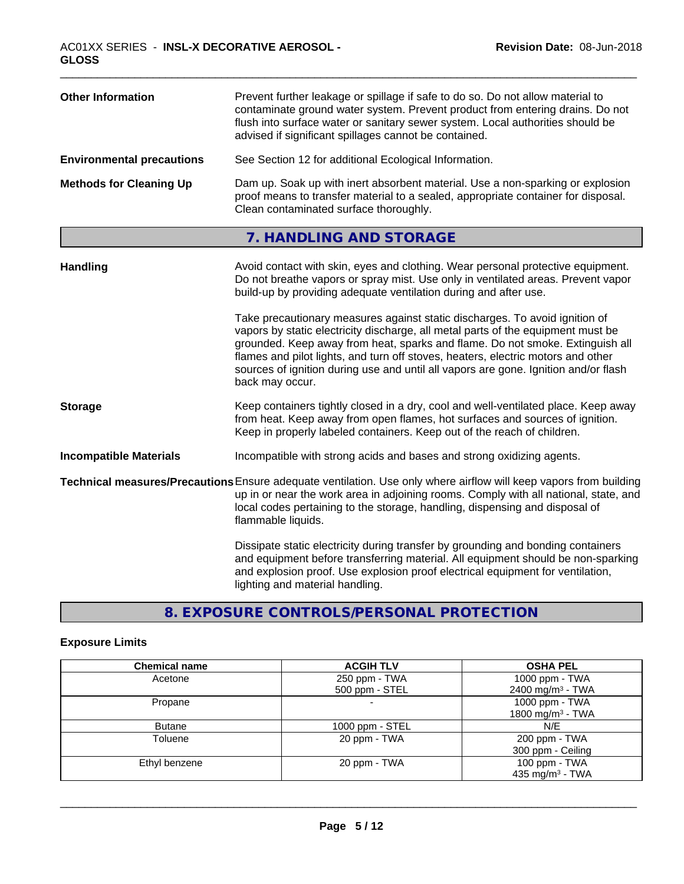**Other Information** Prevent further leakage or spillage if safe to do so. Do not allow material to contaminate ground water system. Prevent product from entering drains. Do not flush into surface water or sanitary sewer system. Local authorities should be advised if significant spillages cannot be contained.

**Environmental precautions** See Section 12 for additional Ecological Information.

**Methods for Cleaning Up** Dam up. Soak up with inert absorbent material. Use a non-sparking or explosion proof means to transfer material to a sealed, appropriate container for disposal. Clean contaminated surface thoroughly.

## 7. HANDLING AND STORAGE

**Handling** Avoid contact with skin, eyes and clothing. Wear personal protective equipment. Do not breathe vapors or spray mist. Use only in ventilated areas. Prevent vapor build-up by providing adequate ventilation during and after use.

Take precautionary measures against static discharges. To avoid ignition of vapors by static electricity discharge, all metal parts of the equipment must be grounded. Keep away from heat, sparks and flame. Do not smoke. Extinguish all flames and pilot lights, and turn off stoves, heaters, electric motors and other sources of ignition during use and until all vapors are gone. Ignition and/or flash back may occur.

**Storage** Keep containers tightly closed in a dry, cool and well-ventilated place. Keep away from heat. Keep away from open flames, hot surfaces and sources of ignition. Keep in properly labeled containers. Keep out of the reach of children.

**Incompatible Materials** Incompatible with strong acids and bases and strong oxidizing agents.

**Technical measures/Precautions** Ensure adequate ventilation. Use only where airflow will keep vapors from building up in or near the work area in adjoining rooms. Comply with all national, state, and local codes pertaining to the storage, handling, dispensing and disposal of flammable liquids.

Dissipate static electricity during transfer by grounding and bonding containers and equipment before transferring material. All equipment should be non-sparking and explosion proof. Use explosion proof electrical equipment for ventilation, lighting and material handling.

## 8. EXPOSURE CONTROLS/PERSONAL PROTECTION

**Exposure Limits**

| Chemical name | ACGIH TLV | OSHA PEL |
|---|---|---|
| Acetone | 250 ppm - TWA<br>500 ppm - STEL | 1000 ppm - TWA<br>2400 mg/m³ - TWA |
| Propane | - | 1000 ppm - TWA<br>1800 mg/m³ - TWA |
| Butane | 1000 ppm - STEL | N/E |
| Toluene | 20 ppm - TWA | 200 ppm - TWA<br>300 ppm - Ceiling |
| Ethyl benzene | 20 ppm - TWA | 100 ppm - TWA<br>435 mg/m³ - TWA |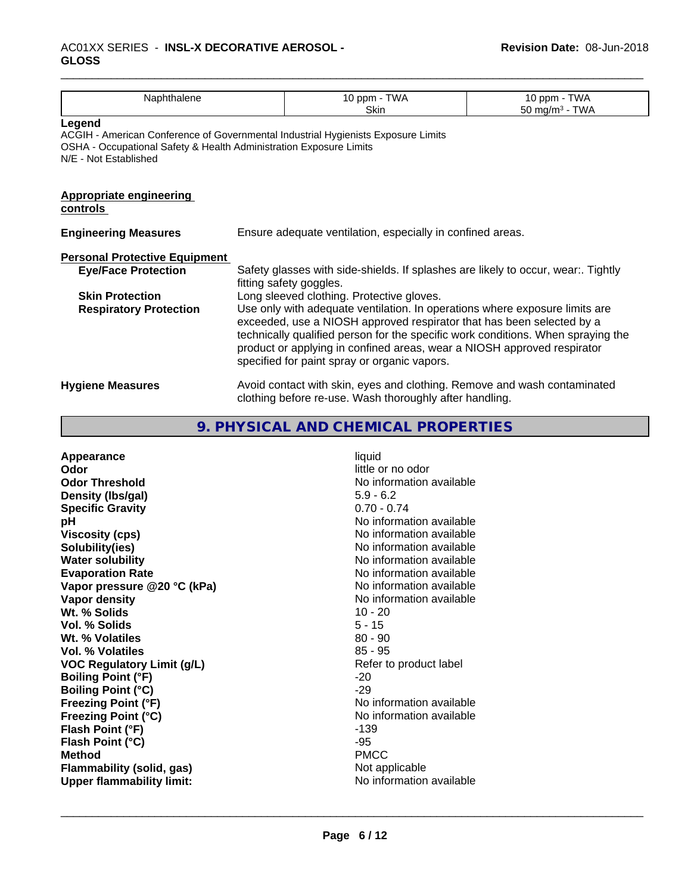| Naphthalene | 10 ppm - TWA<br>Skin | 10 ppm - TWA<br>50 mg/m³ - TWA |
|---|---|---|

**Legend**
ACGIH - American Conference of Governmental Industrial Hygienists Exposure Limits
OSHA - Occupational Safety & Health Administration Exposure Limits
N/E - Not Established

**Appropriate engineering controls**

**Engineering Measures** Ensure adequate ventilation, especially in confined areas.

**Personal Protective Equipment**

**Eye/Face Protection** Safety glasses with side-shields. If splashes are likely to occur, wear:. Tightly fitting safety goggles.

**Skin Protection** Long sleeved clothing. Protective gloves.

**Respiratory Protection** Use only with adequate ventilation. In operations where exposure limits are exceeded, use a NIOSH approved respirator that has been selected by a technically qualified person for the specific work conditions. When spraying the product or applying in confined areas, wear a NIOSH approved respirator specified for paint spray or organic vapors.

**Hygiene Measures** Avoid contact with skin, eyes and clothing. Remove and wash contaminated clothing before re-use. Wash thoroughly after handling.

## 9. PHYSICAL AND CHEMICAL PROPERTIES

| | |
|---|---|
| **Appearance** | liquid |
| **Odor** | little or no odor |
| **Odor Threshold** | No information available |
| **Density (lbs/gal)** | 5.9 - 6.2 |
| **Specific Gravity** | 0.70 - 0.74 |
| **pH** | No information available |
| **Viscosity (cps)** | No information available |
| **Solubility(ies)** | No information available |
| **Water solubility** | No information available |
| **Evaporation Rate** | No information available |
| **Vapor pressure @20 °C (kPa)** | No information available |
| **Vapor density** | No information available |
| **Wt. % Solids** | 10 - 20 |
| **Vol. % Solids** | 5 - 15 |
| **Wt. % Volatiles** | 80 - 90 |
| **Vol. % Volatiles** | 85 - 95 |
| **VOC Regulatory Limit (g/L)** | Refer to product label |
| **Boiling Point (°F)** | -20 |
| **Boiling Point (°C)** | -29 |
| **Freezing Point (°F)** | No information available |
| **Freezing Point (°C)** | No information available |
| **Flash Point (°F)** | -139 |
| **Flash Point (°C)** | -95 |
| **Method** | PMCC |
| **Flammability (solid, gas)** | Not applicable |
| **Upper flammability limit:** | No information available |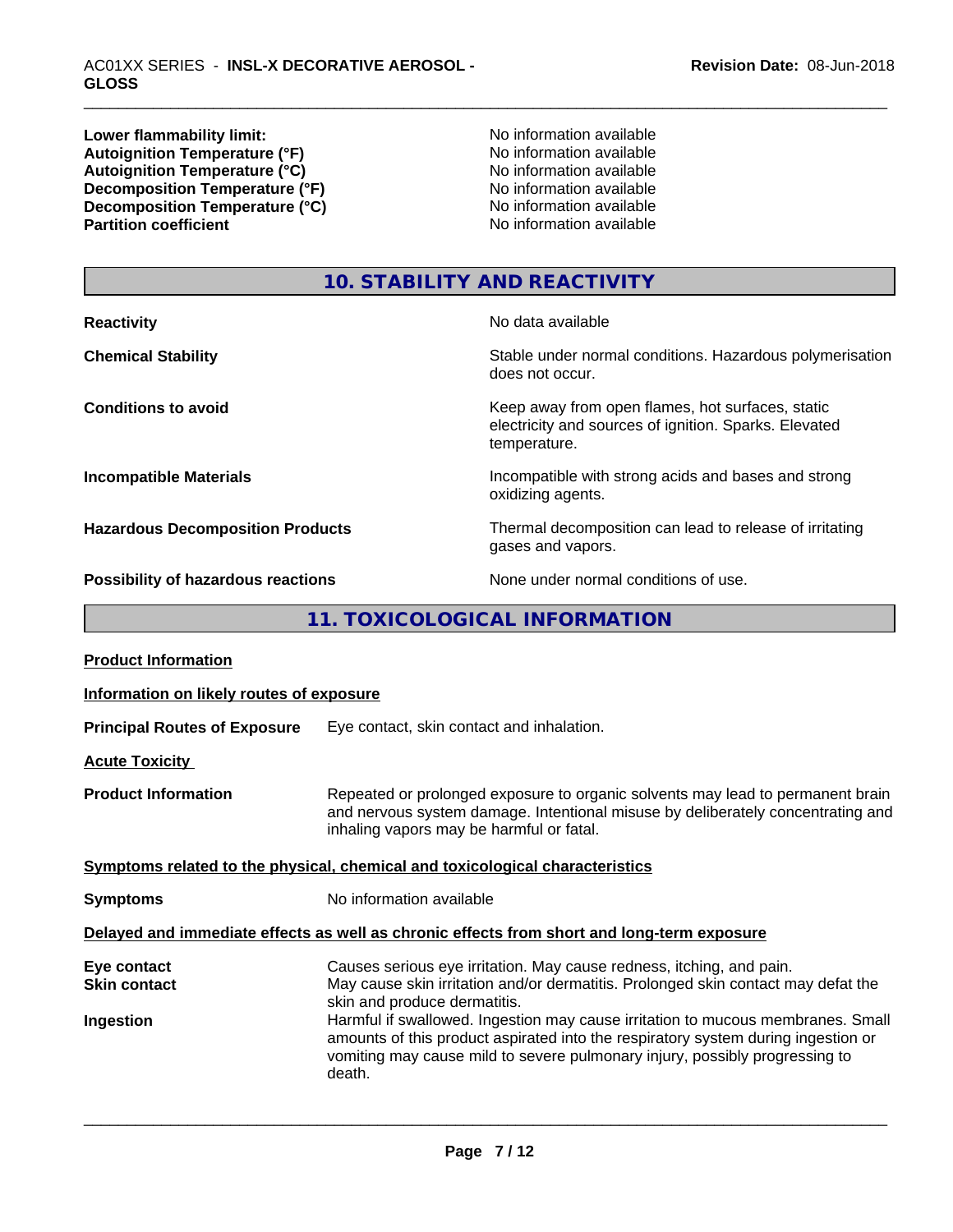| | |
|---|---|
| **Lower flammability limit:** | No information available |
| **Autoignition Temperature (°F)** | No information available |
| **Autoignition Temperature (°C)** | No information available |
| **Decomposition Temperature (°F)** | No information available |
| **Decomposition Temperature (°C)** | No information available |
| **Partition coefficient** | No information available |

## 10. STABILITY AND REACTIVITY

| | |
|---|---|
| **Reactivity** | No data available |
| **Chemical Stability** | Stable under normal conditions. Hazardous polymerisation does not occur. |
| **Conditions to avoid** | Keep away from open flames, hot surfaces, static electricity and sources of ignition. Sparks. Elevated temperature. |
| **Incompatible Materials** | Incompatible with strong acids and bases and strong oxidizing agents. |
| **Hazardous Decomposition Products** | Thermal decomposition can lead to release of irritating gases and vapors. |
| **Possibility of hazardous reactions** | None under normal conditions of use. |

## 11. TOXICOLOGICAL INFORMATION

**Product Information**

**Information on likely routes of exposure**

**Principal Routes of Exposure** Eye contact, skin contact and inhalation.

**Acute Toxicity**

**Product Information** Repeated or prolonged exposure to organic solvents may lead to permanent brain and nervous system damage. Intentional misuse by deliberately concentrating and inhaling vapors may be harmful or fatal.

**Symptoms related to the physical, chemical and toxicological characteristics**

**Symptoms** No information available

**Delayed and immediate effects as well as chronic effects from short and long-term exposure**

| | |
|---|---|
| **Eye contact** | Causes serious eye irritation. May cause redness, itching, and pain. |
| **Skin contact** | May cause skin irritation and/or dermatitis. Prolonged skin contact may defat the skin and produce dermatitis. |
| **Ingestion** | Harmful if swallowed. Ingestion may cause irritation to mucous membranes. Small amounts of this product aspirated into the respiratory system during ingestion or vomiting may cause mild to severe pulmonary injury, possibly progressing to death. |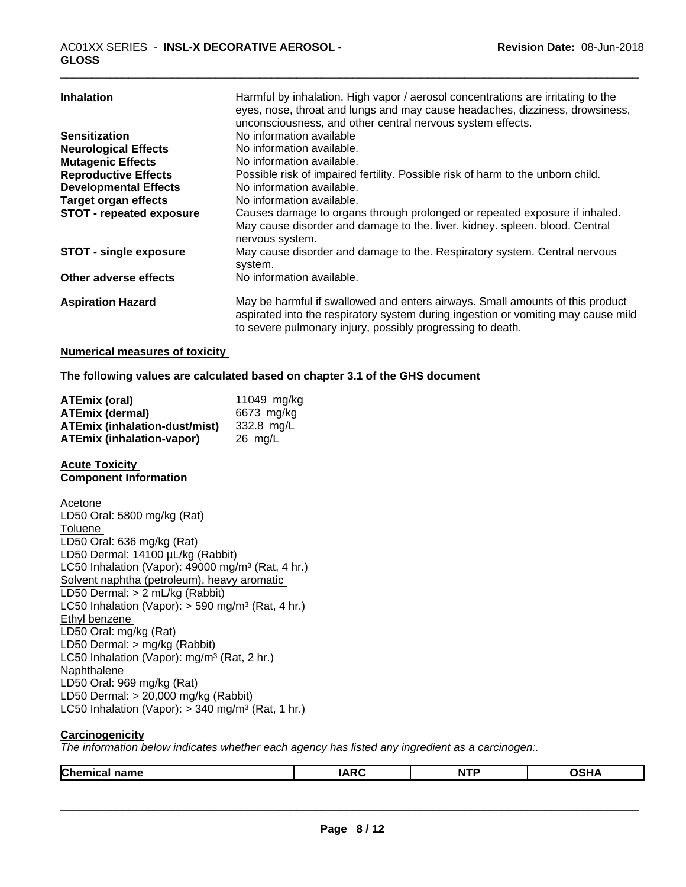| | |
|---|---|
| **Inhalation** | Harmful by inhalation. High vapor / aerosol concentrations are irritating to the eyes, nose, throat and lungs and may cause headaches, dizziness, drowsiness, unconsciousness, and other central nervous system effects. |
| **Sensitization** | No information available |
| **Neurological Effects** | No information available. |
| **Mutagenic Effects** | No information available. |
| **Reproductive Effects** | Possible risk of impaired fertility. Possible risk of harm to the unborn child. |
| **Developmental Effects** | No information available. |
| **Target organ effects** | No information available. |
| **STOT - repeated exposure** | Causes damage to organs through prolonged or repeated exposure if inhaled. May cause disorder and damage to the. liver. kidney. spleen. blood. Central nervous system. |
| **STOT - single exposure** | May cause disorder and damage to the. Respiratory system. Central nervous system. |
| **Other adverse effects** | No information available. |
| **Aspiration Hazard** | May be harmful if swallowed and enters airways. Small amounts of this product aspirated into the respiratory system during ingestion or vomiting may cause mild to severe pulmonary injury, possibly progressing to death. |

**Numerical measures of toxicity**

**The following values are calculated based on chapter 3.1 of the GHS document**

| | |
|---|---|
| **ATEmix (oral)** | 11049 mg/kg |
| **ATEmix (dermal)** | 6673 mg/kg |
| **ATEmix (inhalation-dust/mist)** | 332.8 mg/L |
| **ATEmix (inhalation-vapor)** | 26 mg/L |

**Acute Toxicity**
**Component Information**

Acetone
LD50 Oral: 5800 mg/kg (Rat)
Toluene
LD50 Oral: 636 mg/kg (Rat)
LD50 Dermal: 14100 µL/kg (Rabbit)
LC50 Inhalation (Vapor): 49000 mg/m³ (Rat, 4 hr.)
Solvent naphtha (petroleum), heavy aromatic
LD50 Dermal: > 2 mL/kg (Rabbit)
LC50 Inhalation (Vapor): > 590 mg/m³ (Rat, 4 hr.)
Ethyl benzene
LD50 Oral: mg/kg (Rat)
LD50 Dermal: > mg/kg (Rabbit)
LC50 Inhalation (Vapor): mg/m³ (Rat, 2 hr.)
Naphthalene
LD50 Oral: 969 mg/kg (Rat)
LD50 Dermal: > 20,000 mg/kg (Rabbit)
LC50 Inhalation (Vapor): > 340 mg/m³ (Rat, 1 hr.)

**Carcinogenicity**

*The information below indicates whether each agency has listed any ingredient as a carcinogen:.*

| Chemical name | IARC | NTP | OSHA |
|---|---|---|---|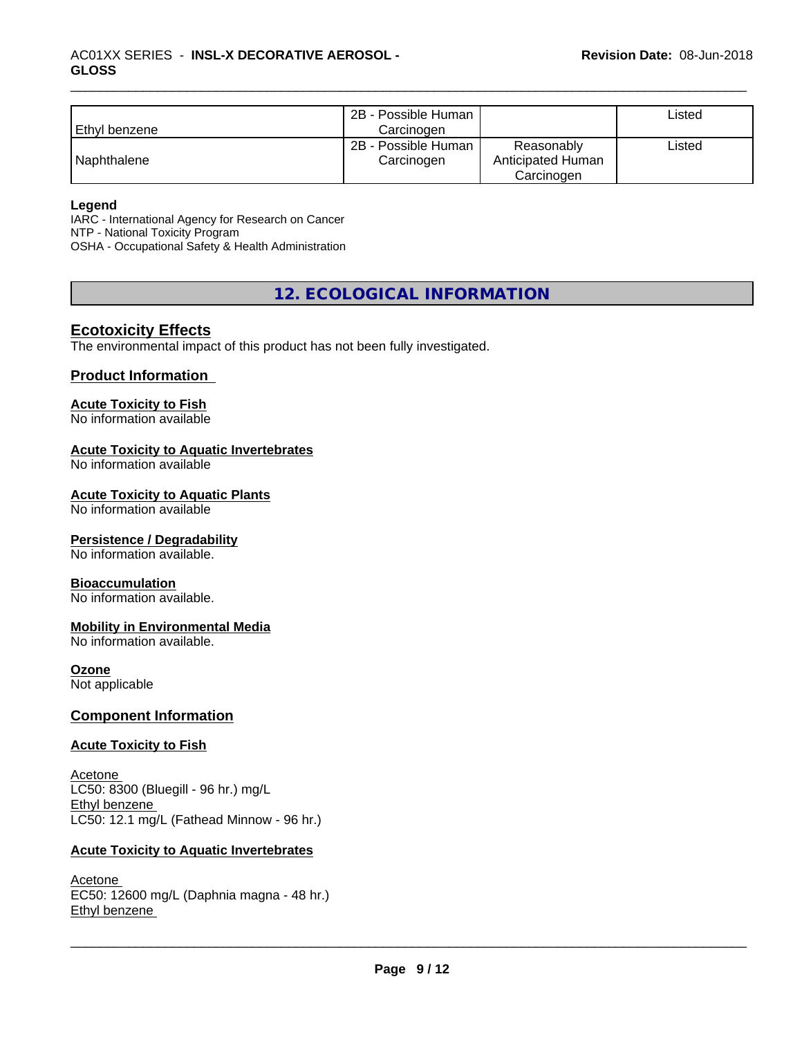| Ethyl benzene | 2B - Possible Human Carcinogen | | Listed |
|---|---|---|---|
| Naphthalene | 2B - Possible Human Carcinogen | Reasonably Anticipated Human Carcinogen | Listed |

**Legend**
IARC - International Agency for Research on Cancer
NTP - National Toxicity Program
OSHA - Occupational Safety & Health Administration

## 12. ECOLOGICAL INFORMATION

### Ecotoxicity Effects

The environmental impact of this product has not been fully investigated.

### Product Information

**Acute Toxicity to Fish**
No information available

**Acute Toxicity to Aquatic Invertebrates**
No information available

**Acute Toxicity to Aquatic Plants**
No information available

**Persistence / Degradability**
No information available.

**Bioaccumulation**
No information available.

**Mobility in Environmental Media**
No information available.

**Ozone**
Not applicable

### Component Information

**Acute Toxicity to Fish**

Acetone
LC50: 8300 (Bluegill - 96 hr.) mg/L
Ethyl benzene
LC50: 12.1 mg/L (Fathead Minnow - 96 hr.)

**Acute Toxicity to Aquatic Invertebrates**

Acetone
EC50: 12600 mg/L (Daphnia magna - 48 hr.)
Ethyl benzene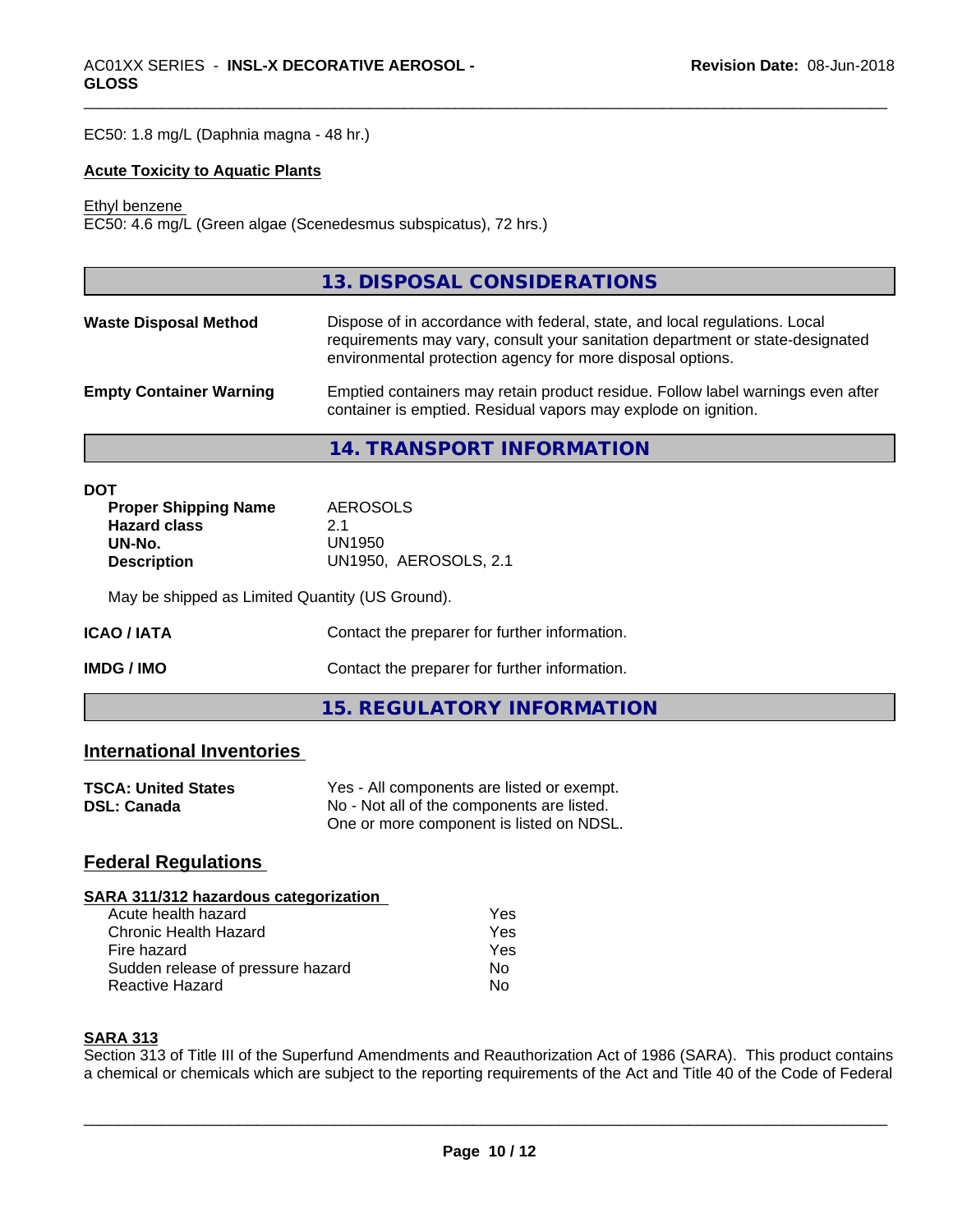EC50: 1.8 mg/L (Daphnia magna - 48 hr.)

**Acute Toxicity to Aquatic Plants**

Ethyl benzene
EC50: 4.6 mg/L (Green algae (Scenedesmus subspicatus), 72 hrs.)

## 13. DISPOSAL CONSIDERATIONS

| | |
|---|---|
| **Waste Disposal Method** | Dispose of in accordance with federal, state, and local regulations. Local requirements may vary, consult your sanitation department or state-designated environmental protection agency for more disposal options. |
| **Empty Container Warning** | Emptied containers may retain product residue. Follow label warnings even after container is emptied. Residual vapors may explode on ignition. |

## 14. TRANSPORT INFORMATION

**DOT**

| | |
|---|---|
| **Proper Shipping Name** | AEROSOLS |
| **Hazard class** | 2.1 |
| **UN-No.** | UN1950 |
| **Description** | UN1950, AEROSOLS, 2.1 |

May be shipped as Limited Quantity (US Ground).

| | |
|---|---|
| **ICAO / IATA** | Contact the preparer for further information. |
| **IMDG / IMO** | Contact the preparer for further information. |

## 15. REGULATORY INFORMATION

### International Inventories

| | |
|---|---|
| **TSCA: United States** | Yes - All components are listed or exempt. |
| **DSL: Canada** | No - Not all of the components are listed. One or more component is listed on NDSL. |

### Federal Regulations

**SARA 311/312 hazardous categorization**

| | |
|---|---|
| Acute health hazard | Yes |
| Chronic Health Hazard | Yes |
| Fire hazard | Yes |
| Sudden release of pressure hazard | No |
| Reactive Hazard | No |

**SARA 313**

Section 313 of Title III of the Superfund Amendments and Reauthorization Act of 1986 (SARA). This product contains a chemical or chemicals which are subject to the reporting requirements of the Act and Title 40 of the Code of Federal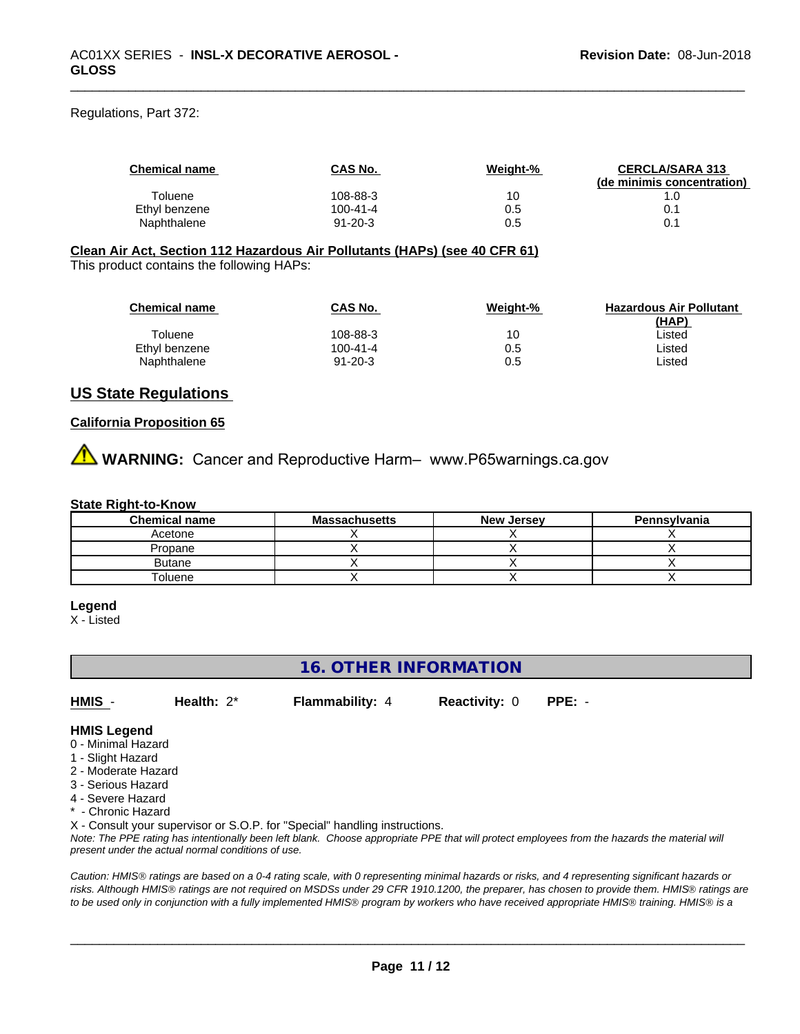Regulations, Part 372:

| Chemical name | CAS No. | Weight-% | CERCLA/SARA 313 (de minimis concentration) |
|---|---|---|---|
| Toluene | 108-88-3 | 10 | 1.0 |
| Ethyl benzene | 100-41-4 | 0.5 | 0.1 |
| Naphthalene | 91-20-3 | 0.5 | 0.1 |

**Clean Air Act, Section 112 Hazardous Air Pollutants (HAPs) (see 40 CFR 61)**

This product contains the following HAPs:

| Chemical name | CAS No. | Weight-% | Hazardous Air Pollutant (HAP) |
|---|---|---|---|
| Toluene | 108-88-3 | 10 | Listed |
| Ethyl benzene | 100-41-4 | 0.5 | Listed |
| Naphthalene | 91-20-3 | 0.5 | Listed |

## US State Regulations

### California Proposition 65

⚠ **WARNING:** Cancer and Reproductive Harm– www.P65warnings.ca.gov

### State Right-to-Know

| Chemical name | Massachusetts | New Jersey | Pennsylvania |
|---|---|---|---|
| Acetone | X | X | X |
| Propane | X | X | X |
| Butane | X | X | X |
| Toluene | X | X | X |

**Legend**

X - Listed

## 16. OTHER INFORMATION

**HMIS** - **Health:** 2* **Flammability:** 4 **Reactivity:** 0 **PPE:** -

**HMIS Legend**

0 - Minimal Hazard
1 - Slight Hazard
2 - Moderate Hazard
3 - Serious Hazard
4 - Severe Hazard
* - Chronic Hazard
X - Consult your supervisor or S.O.P. for "Special" handling instructions.

*Note: The PPE rating has intentionally been left blank. Choose appropriate PPE that will protect employees from the hazards the material will present under the actual normal conditions of use.*

*Caution: HMIS® ratings are based on a 0-4 rating scale, with 0 representing minimal hazards or risks, and 4 representing significant hazards or risks. Although HMIS® ratings are not required on MSDSs under 29 CFR 1910.1200, the preparer, has chosen to provide them. HMIS® ratings are to be used only in conjunction with a fully implemented HMIS® program by workers who have received appropriate HMIS® training. HMIS® is a*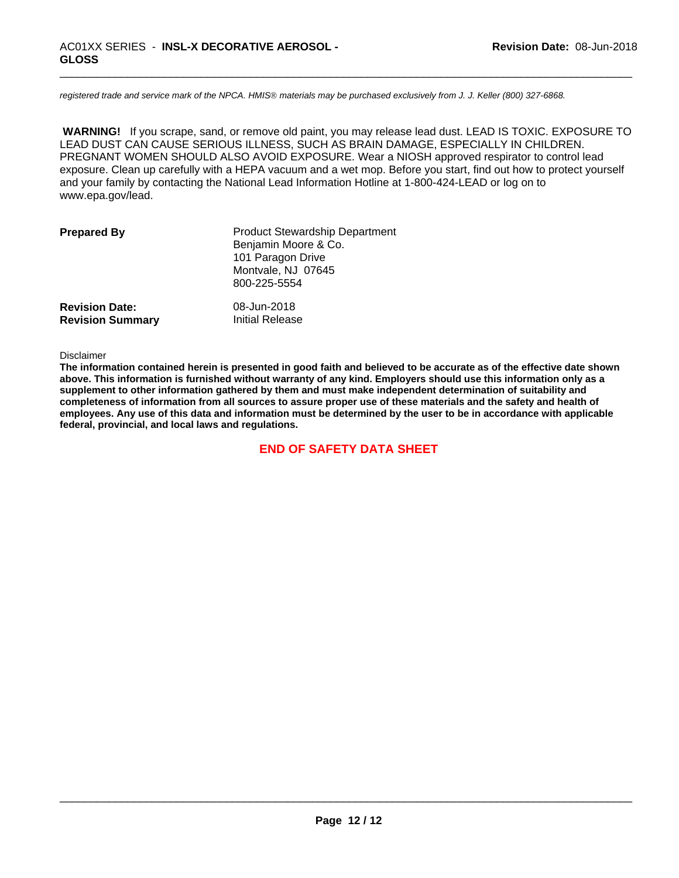*registered trade and service mark of the NPCA. HMIS® materials may be purchased exclusively from J. J. Keller (800) 327-6868.*

**WARNING!** If you scrape, sand, or remove old paint, you may release lead dust. LEAD IS TOXIC. EXPOSURE TO LEAD DUST CAN CAUSE SERIOUS ILLNESS, SUCH AS BRAIN DAMAGE, ESPECIALLY IN CHILDREN. PREGNANT WOMEN SHOULD ALSO AVOID EXPOSURE. Wear a NIOSH approved respirator to control lead exposure. Clean up carefully with a HEPA vacuum and a wet mop. Before you start, find out how to protect yourself and your family by contacting the National Lead Information Hotline at 1-800-424-LEAD or log on to www.epa.gov/lead.

| | |
|---|---|
| **Prepared By** | Product Stewardship Department<br>Benjamin Moore & Co.<br>101 Paragon Drive<br>Montvale, NJ 07645<br>800-225-5554 |
| **Revision Date:** | 08-Jun-2018 |
| **Revision Summary** | Initial Release |

Disclaimer

**The information contained herein is presented in good faith and believed to be accurate as of the effective date shown above. This information is furnished without warranty of any kind. Employers should use this information only as a supplement to other information gathered by them and must make independent determination of suitability and completeness of information from all sources to assure proper use of these materials and the safety and health of employees. Any use of this data and information must be determined by the user to be in accordance with applicable federal, provincial, and local laws and regulations.**

**END OF SAFETY DATA SHEET**